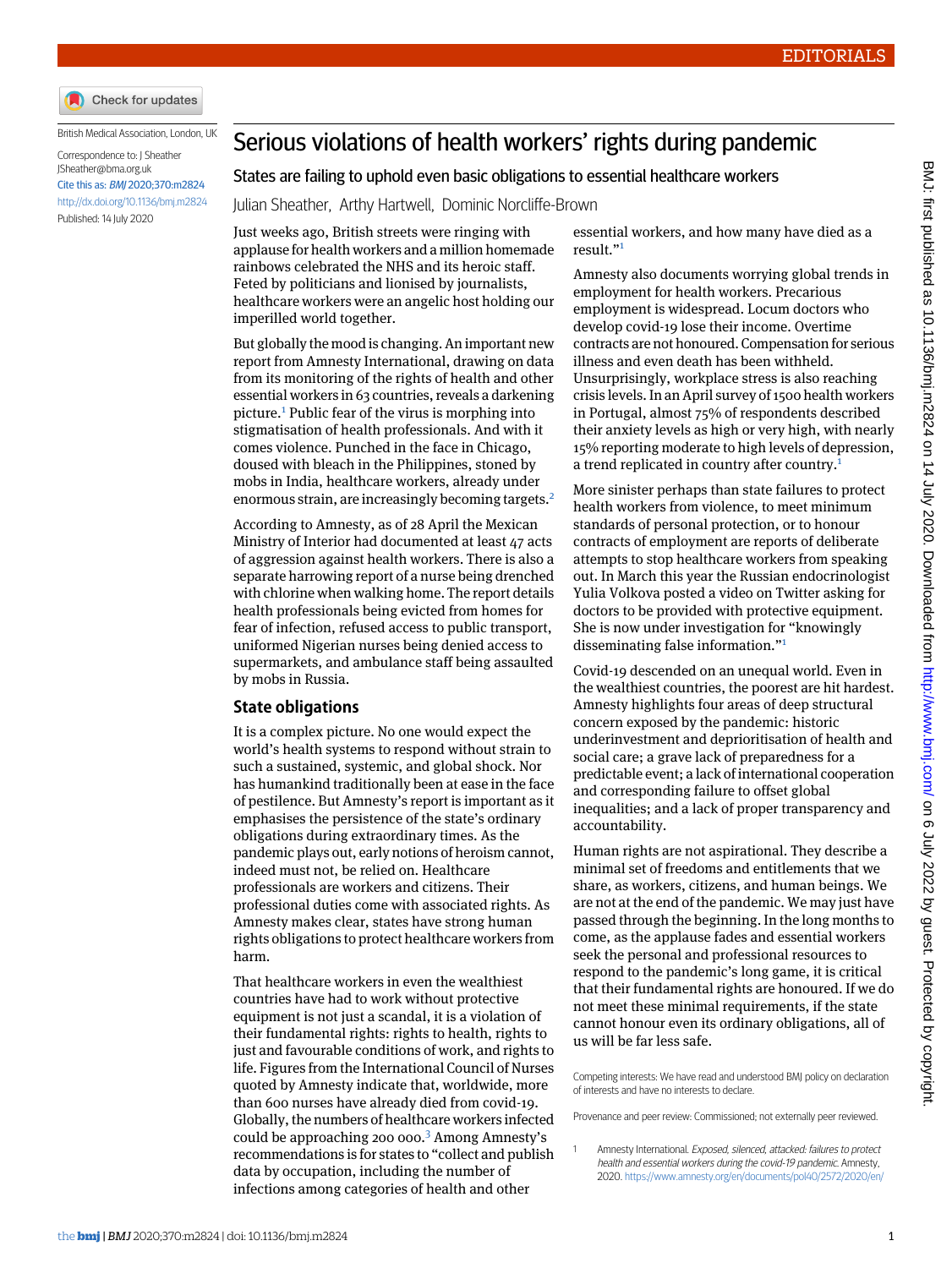EDITORIALS

British Medical Association, London, UK

Correspondence to: J Sheather JSheather@bma.org.uk

Cite this as: *BMJ* 2020;370:m2824

http://dx.doi.org/10.1136/bmj.m2824

Published: 14 July 2020

# Serious violations of health workers' rights during pandemic

## States are failing to uphold even basic obligations to essential healthcare workers

Julian Sheather, Arthy Hartwell, Dominic Norcliffe-Brown

Just weeks ago, British streets were ringing with applause for health workers and a million homemade rainbows celebrated the NHS and its heroic staff. Feted by politicians and lionised by journalists, healthcare workers were an angelic host holding our imperilled world together.

But globally the mood is changing. An important new report from Amnesty International, drawing on data from its monitoring of the rights of health and other essential workers in 63 countries, reveals a darkening picture.[1] Public fear of the virus is morphing into stigmatisation of health professionals. And with it comes violence. Punched in the face in Chicago, doused with bleach in the Philippines, stoned by mobs in India, healthcare workers, already under enormous strain, are increasingly becoming targets.[2]

According to Amnesty, as of 28 April the Mexican Ministry of Interior had documented at least 47 acts of aggression against health workers. There is also a separate harrowing report of a nurse being drenched with chlorine when walking home. The report details health professionals being evicted from homes for fear of infection, refused access to public transport, uniformed Nigerian nurses being denied access to supermarkets, and ambulance staff being assaulted by mobs in Russia.

### State obligations

It is a complex picture. No one would expect the world's health systems to respond without strain to such a sustained, systemic, and global shock. Nor has humankind traditionally been at ease in the face of pestilence. But Amnesty's report is important as it emphasises the persistence of the state's ordinary obligations during extraordinary times. As the pandemic plays out, early notions of heroism cannot, indeed must not, be relied on. Healthcare professionals are workers and citizens. Their professional duties come with associated rights. As Amnesty makes clear, states have strong human rights obligations to protect healthcare workers from harm.

That healthcare workers in even the wealthiest countries have had to work without protective equipment is not just a scandal, it is a violation of their fundamental rights: rights to health, rights to just and favourable conditions of work, and rights to life. Figures from the International Council of Nurses quoted by Amnesty indicate that, worldwide, more than 600 nurses have already died from covid-19. Globally, the numbers of healthcare workers infected could be approaching 200 000.[3] Among Amnesty's recommendations is for states to "collect and publish data by occupation, including the number of infections among categories of health and other essential workers, and how many have died as a result."[1]

Amnesty also documents worrying global trends in employment for health workers. Precarious employment is widespread. Locum doctors who develop covid-19 lose their income. Overtime contracts are not honoured. Compensation for serious illness and even death has been withheld. Unsurprisingly, workplace stress is also reaching crisis levels. In an April survey of 1500 health workers in Portugal, almost 75% of respondents described their anxiety levels as high or very high, with nearly 15% reporting moderate to high levels of depression, a trend replicated in country after country.[1]

More sinister perhaps than state failures to protect health workers from violence, to meet minimum standards of personal protection, or to honour contracts of employment are reports of deliberate attempts to stop healthcare workers from speaking out. In March this year the Russian endocrinologist Yulia Volkova posted a video on Twitter asking for doctors to be provided with protective equipment. She is now under investigation for "knowingly disseminating false information."[1]

Covid-19 descended on an unequal world. Even in the wealthiest countries, the poorest are hit hardest. Amnesty highlights four areas of deep structural concern exposed by the pandemic: historic underinvestment and deprioritisation of health and social care; a grave lack of preparedness for a predictable event; a lack of international cooperation and corresponding failure to offset global inequalities; and a lack of proper transparency and accountability.

Human rights are not aspirational. They describe a minimal set of freedoms and entitlements that we share, as workers, citizens, and human beings. We are not at the end of the pandemic. We may just have passed through the beginning. In the long months to come, as the applause fades and essential workers seek the personal and professional resources to respond to the pandemic's long game, it is critical that their fundamental rights are honoured. If we do not meet these minimal requirements, if the state cannot honour even its ordinary obligations, all of us will be far less safe.

Competing interests: We have read and understood BMJ policy on declaration of interests and have no interests to declare.

Provenance and peer review: Commissioned; not externally peer reviewed.

1. Amnesty International. *Exposed, silenced, attacked: failures to protect health and essential workers during the covid-19 pandemic.* Amnesty, 2020. https://www.amnesty.org/en/documents/pol40/2572/2020/en/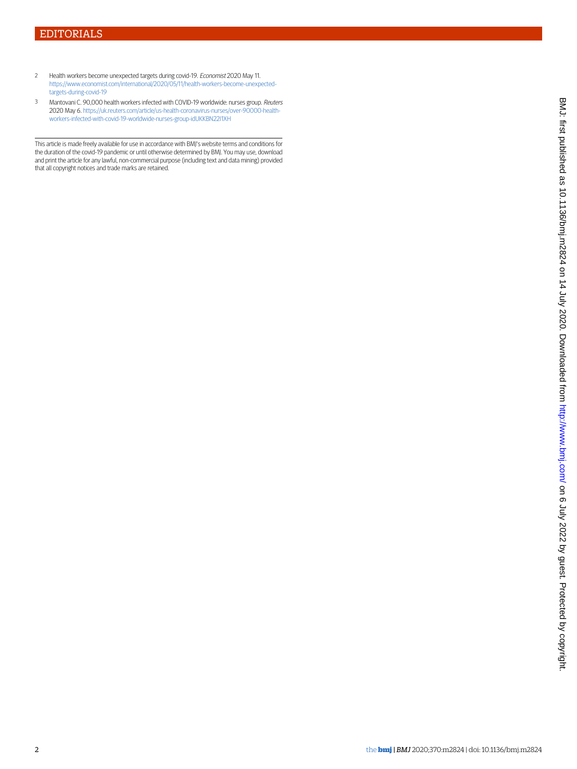2. Health workers become unexpected targets during covid-19. *Economist* 2020 May 11. https://www.economist.com/international/2020/05/11/health-workers-become-unexpected-targets-during-covid-19
3. Mantovani C. 90,000 health workers infected with COVID-19 worldwide: nurses group. *Reuters* 2020 May 6. https://uk.reuters.com/article/us-health-coronavirus-nurses/over-90000-health-workers-infected-with-covid-19-worldwide-nurses-group-idUKKBN22I1XH

---

This article is made freely available for use in accordance with BMJ's website terms and conditions for the duration of the covid-19 pandemic or until otherwise determined by BMJ. You may use, download and print the article for any lawful, non-commercial purpose (including text and data mining) provided that all copyright notices and trade marks are retained.